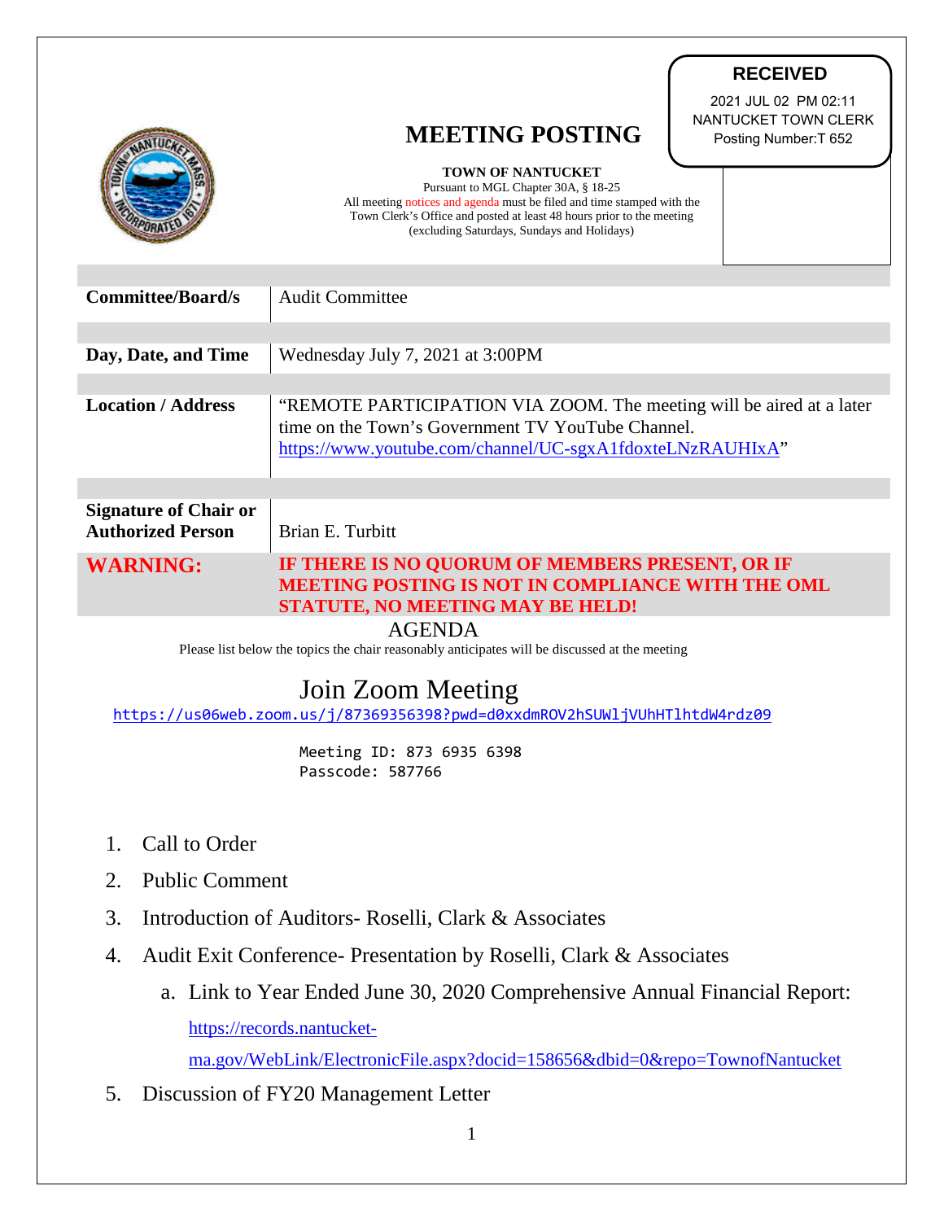**RECEIVED**

2021 JUL 02 PM 02:11
NANTUCKET TOWN CLERK
Posting Number:T 652

# MEETING POSTING

**TOWN OF NANTUCKET**

Pursuant to MGL Chapter 30A, § 18-25
All meeting notices and agenda must be filed and time stamped with the Town Clerk's Office and posted at least 48 hours prior to the meeting (excluding Saturdays, Sundays and Holidays)

| | |
|---|---|
| **Committee/Board/s** | Audit Committee |
| **Day, Date, and Time** | Wednesday July 7, 2021 at 3:00PM |
| **Location / Address** | "REMOTE PARTICIPATION VIA ZOOM. The meeting will be aired at a later time on the Town's Government TV YouTube Channel. https://www.youtube.com/channel/UC-sgxA1fdoxteLNzRAUHIxA" |
| **Signature of Chair or Authorized Person** | Brian E. Turbitt |
| **WARNING:** | **IF THERE IS NO QUORUM OF MEMBERS PRESENT, OR IF MEETING POSTING IS NOT IN COMPLIANCE WITH THE OML STATUTE, NO MEETING MAY BE HELD!** |

## AGENDA

Please list below the topics the chair reasonably anticipates will be discussed at the meeting

## Join Zoom Meeting

https://us06web.zoom.us/j/87369356398?pwd=d0xxdmROV2hSUWljVUhHTlhtdW4rdz09

```
Meeting ID: 873 6935 6398
Passcode: 587766
```

1. Call to Order
2. Public Comment
3. Introduction of Auditors- Roselli, Clark & Associates
4. Audit Exit Conference- Presentation by Roselli, Clark & Associates
    a. Link to Year Ended June 30, 2020 Comprehensive Annual Financial Report: https://records.nantucket-ma.gov/WebLink/ElectronicFile.aspx?docid=158656&dbid=0&repo=TownofNantucket
5. Discussion of FY20 Management Letter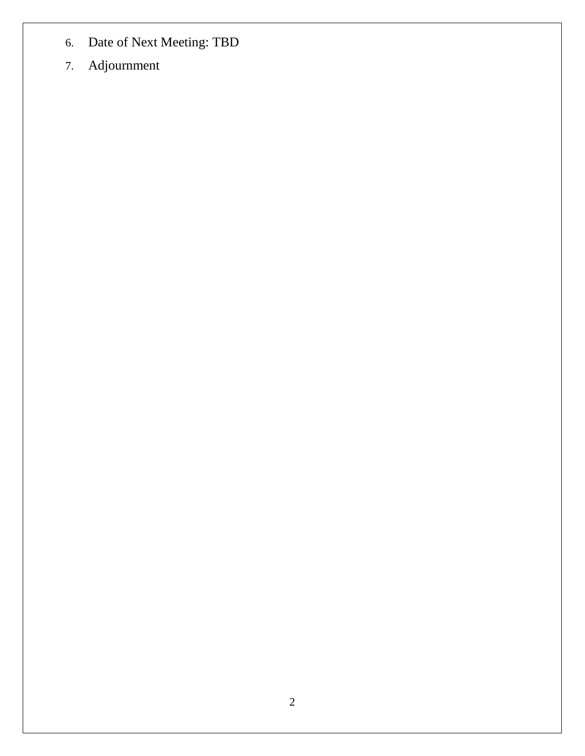6. Date of Next Meeting: TBD
7. Adjournment